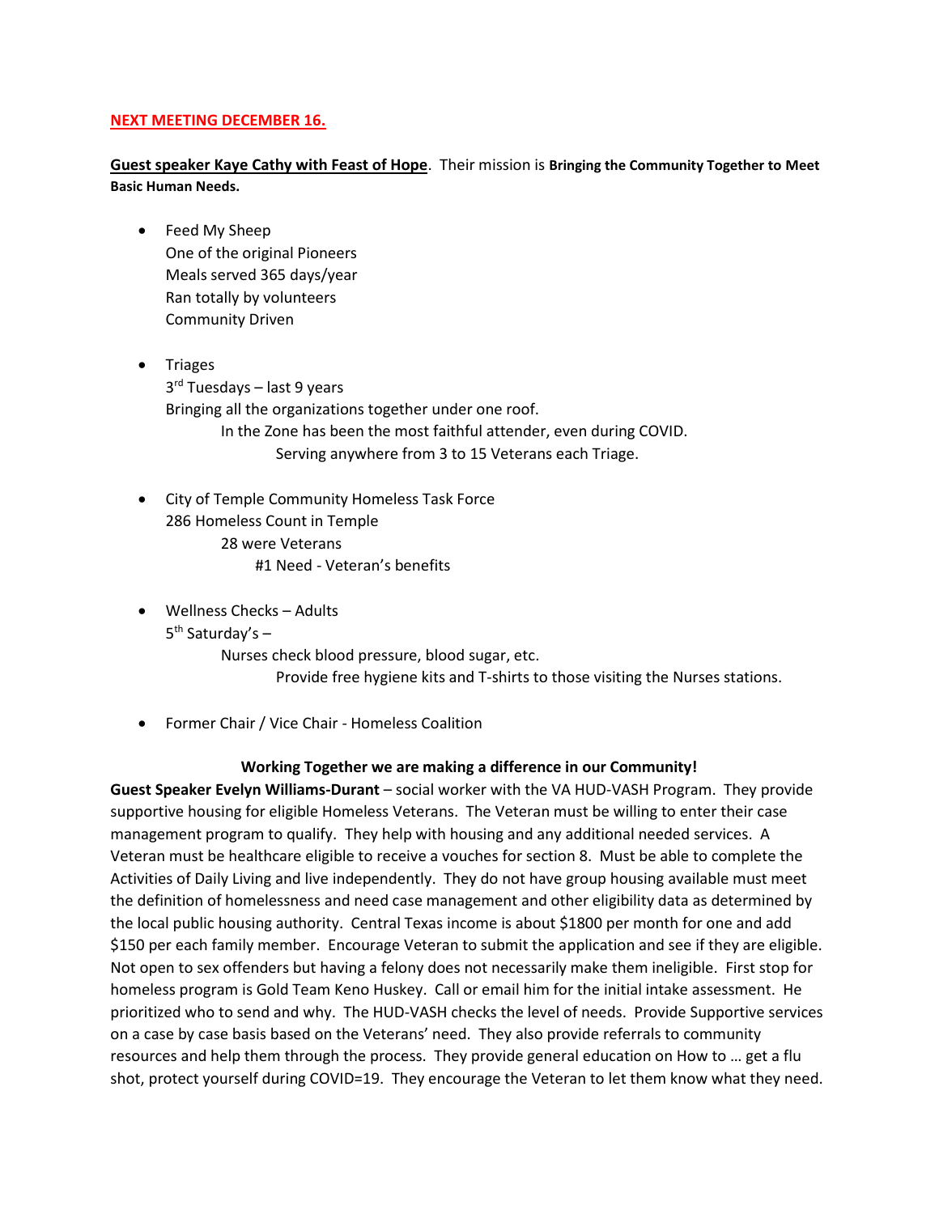**NEXT MEETING DECEMBER 16.**

**Guest speaker Kaye Cathy with Feast of Hope**. Their mission is **Bringing the Community Together to Meet Basic Human Needs.**

- Feed My Sheep
  One of the original Pioneers
  Meals served 365 days/year
  Ran totally by volunteers
  Community Driven

- Triages
  3rd Tuesdays – last 9 years
  Bringing all the organizations together under one roof.
    In the Zone has been the most faithful attender, even during COVID.
      Serving anywhere from 3 to 15 Veterans each Triage.

- City of Temple Community Homeless Task Force
  286 Homeless Count in Temple
    28 were Veterans
      #1 Need - Veteran's benefits

- Wellness Checks – Adults
  5th Saturday's –
    Nurses check blood pressure, blood sugar, etc.
      Provide free hygiene kits and T-shirts to those visiting the Nurses stations.

- Former Chair / Vice Chair - Homeless Coalition

**Working Together we are making a difference in our Community!**

**Guest Speaker Evelyn Williams-Durant** – social worker with the VA HUD-VASH Program. They provide supportive housing for eligible Homeless Veterans. The Veteran must be willing to enter their case management program to qualify. They help with housing and any additional needed services. A Veteran must be healthcare eligible to receive a vouches for section 8. Must be able to complete the Activities of Daily Living and live independently. They do not have group housing available must meet the definition of homelessness and need case management and other eligibility data as determined by the local public housing authority. Central Texas income is about $1800 per month for one and add $150 per each family member. Encourage Veteran to submit the application and see if they are eligible. Not open to sex offenders but having a felony does not necessarily make them ineligible. First stop for homeless program is Gold Team Keno Huskey. Call or email him for the initial intake assessment. He prioritized who to send and why. The HUD-VASH checks the level of needs. Provide Supportive services on a case by case basis based on the Veterans' need. They also provide referrals to community resources and help them through the process. They provide general education on How to … get a flu shot, protect yourself during COVID=19. They encourage the Veteran to let them know what they need.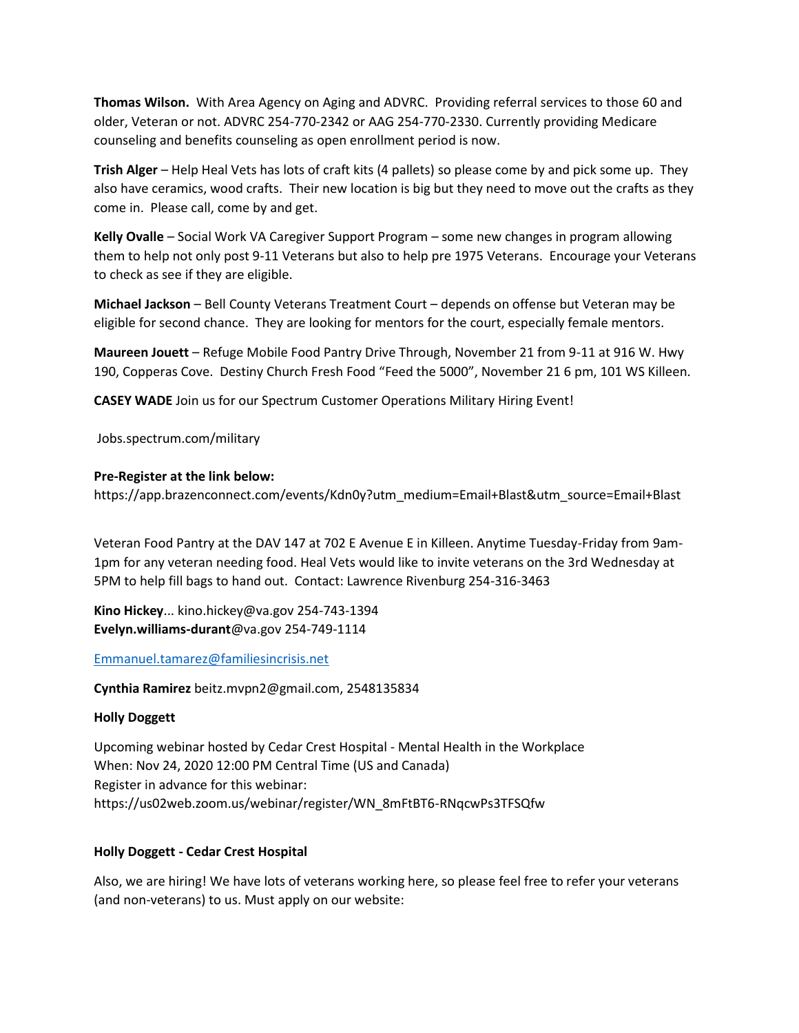**Thomas Wilson.** With Area Agency on Aging and ADVRC. Providing referral services to those 60 and older, Veteran or not. ADVRC 254-770-2342 or AAG 254-770-2330. Currently providing Medicare counseling and benefits counseling as open enrollment period is now.

**Trish Alger** – Help Heal Vets has lots of craft kits (4 pallets) so please come by and pick some up. They also have ceramics, wood crafts. Their new location is big but they need to move out the crafts as they come in. Please call, come by and get.

**Kelly Ovalle** – Social Work VA Caregiver Support Program – some new changes in program allowing them to help not only post 9-11 Veterans but also to help pre 1975 Veterans. Encourage your Veterans to check as see if they are eligible.

**Michael Jackson** – Bell County Veterans Treatment Court – depends on offense but Veteran may be eligible for second chance. They are looking for mentors for the court, especially female mentors.

**Maureen Jouett** – Refuge Mobile Food Pantry Drive Through, November 21 from 9-11 at 916 W. Hwy 190, Copperas Cove. Destiny Church Fresh Food "Feed the 5000", November 21 6 pm, 101 WS Killeen.

**CASEY WADE** Join us for our Spectrum Customer Operations Military Hiring Event!

Jobs.spectrum.com/military

**Pre-Register at the link below:**
https://app.brazenconnect.com/events/Kdn0y?utm_medium=Email+Blast&utm_source=Email+Blast

Veteran Food Pantry at the DAV 147 at 702 E Avenue E in Killeen. Anytime Tuesday-Friday from 9am-1pm for any veteran needing food. Heal Vets would like to invite veterans on the 3rd Wednesday at 5PM to help fill bags to hand out. Contact: Lawrence Rivenburg 254-316-3463

**Kino Hickey**... kino.hickey@va.gov 254-743-1394
**Evelyn.williams-durant**@va.gov 254-749-1114

Emmanuel.tamarez@familiesincrisis.net

**Cynthia Ramirez** beitz.mvpn2@gmail.com, 2548135834

**Holly Doggett**

Upcoming webinar hosted by Cedar Crest Hospital - Mental Health in the Workplace
When: Nov 24, 2020 12:00 PM Central Time (US and Canada)
Register in advance for this webinar:
https://us02web.zoom.us/webinar/register/WN_8mFtBT6-RNqcwPs3TFSQfw

**Holly Doggett - Cedar Crest Hospital**

Also, we are hiring! We have lots of veterans working here, so please feel free to refer your veterans (and non-veterans) to us. Must apply on our website: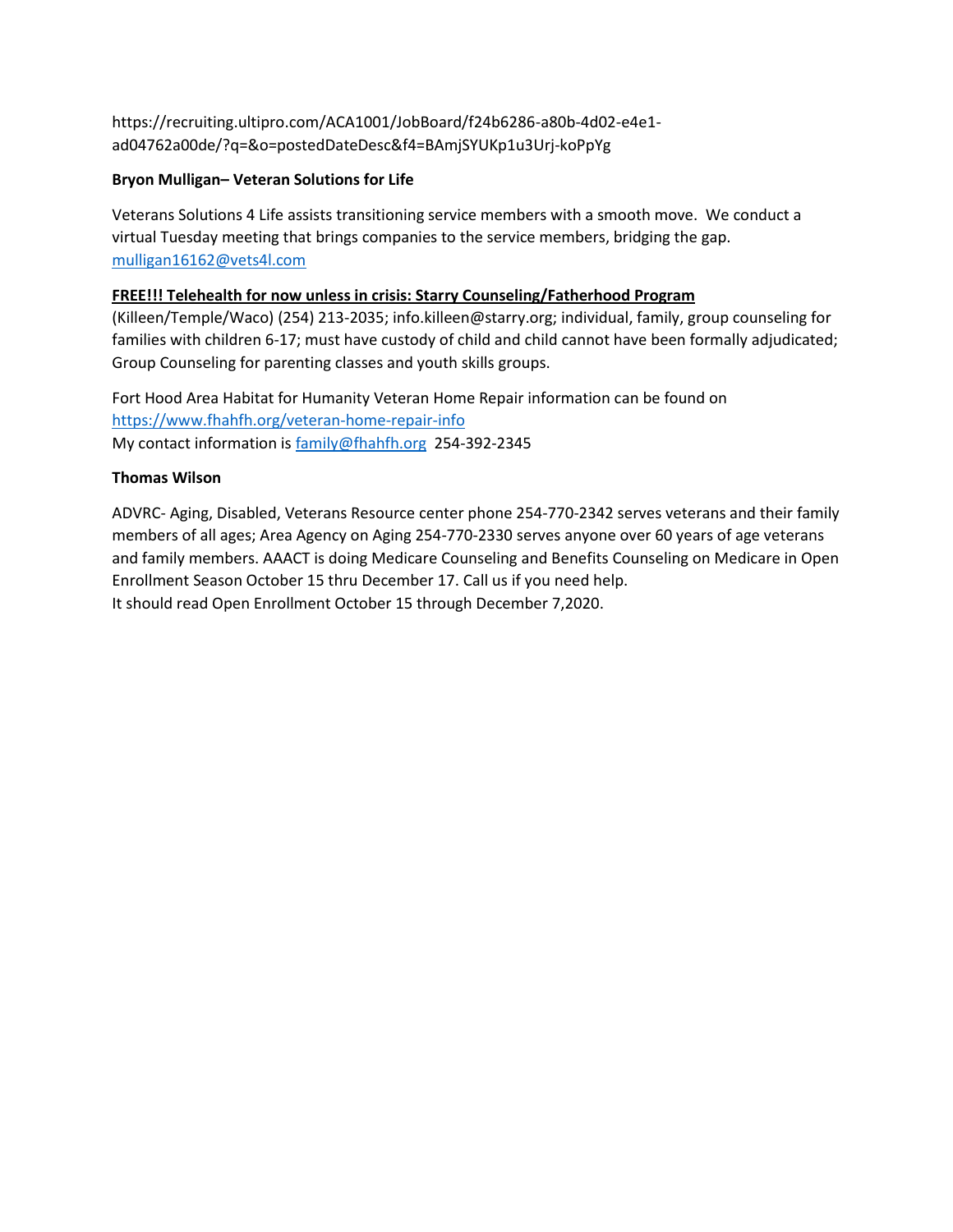https://recruiting.ultipro.com/ACA1001/JobBoard/f24b6286-a80b-4d02-e4e1-ad04762a00de/?q=&o=postedDateDesc&f4=BAmjSYUKp1u3Urj-koPpYg

**Bryon Mulligan– Veteran Solutions for Life**

Veterans Solutions 4 Life assists transitioning service members with a smooth move. We conduct a virtual Tuesday meeting that brings companies to the service members, bridging the gap. mulligan16162@vets4l.com

**FREE!!! Telehealth for now unless in crisis: Starry Counseling/Fatherhood Program**
(Killeen/Temple/Waco) (254) 213-2035; info.killeen@starry.org; individual, family, group counseling for families with children 6-17; must have custody of child and child cannot have been formally adjudicated; Group Counseling for parenting classes and youth skills groups.

Fort Hood Area Habitat for Humanity Veteran Home Repair information can be found on https://www.fhahfh.org/veteran-home-repair-info
My contact information is family@fhahfh.org 254-392-2345

**Thomas Wilson**

ADVRC- Aging, Disabled, Veterans Resource center phone 254-770-2342 serves veterans and their family members of all ages; Area Agency on Aging 254-770-2330 serves anyone over 60 years of age veterans and family members. AAACT is doing Medicare Counseling and Benefits Counseling on Medicare in Open Enrollment Season October 15 thru December 17. Call us if you need help.
It should read Open Enrollment October 15 through December 7,2020.